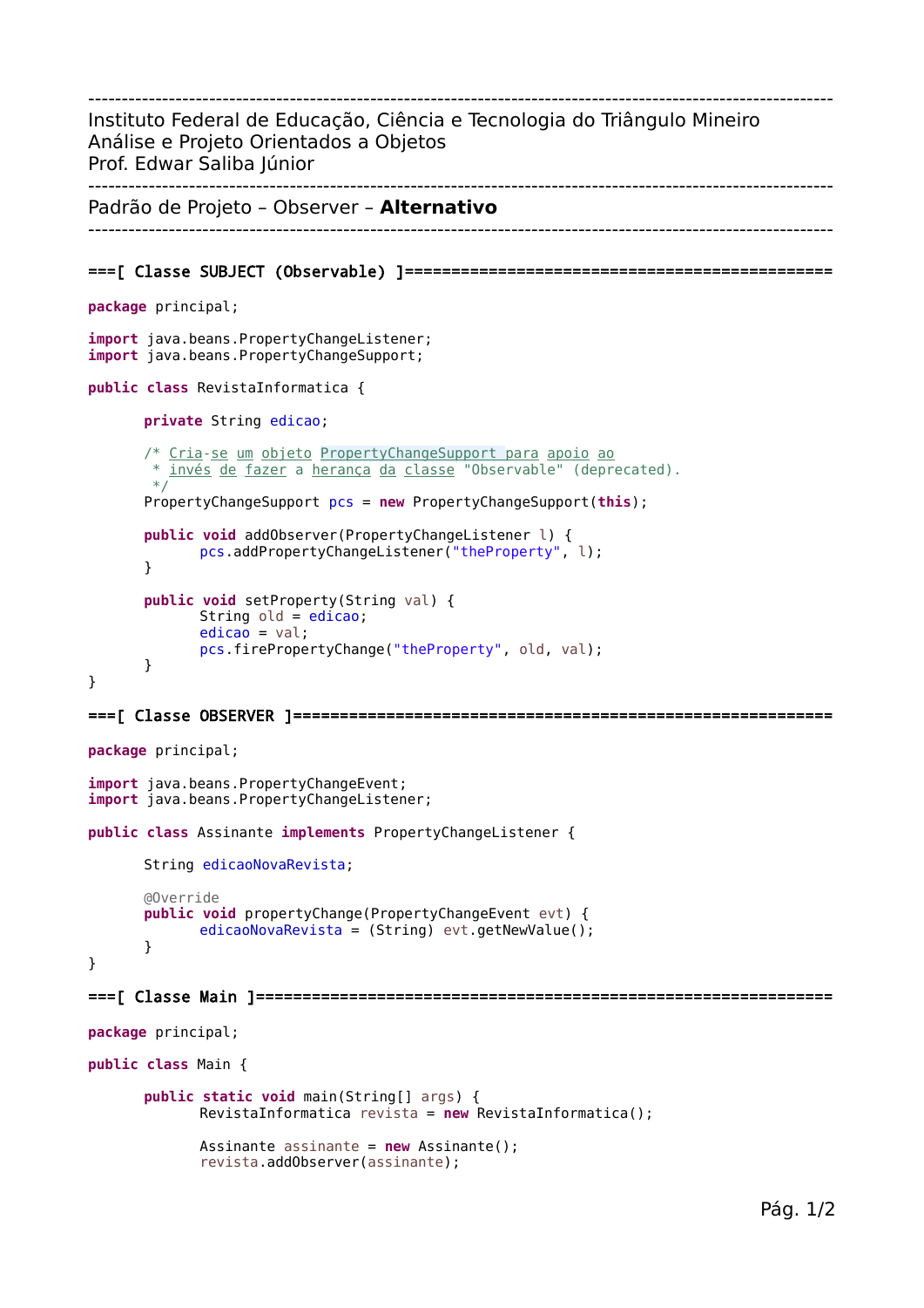---

Instituto Federal de Educação, Ciência e Tecnologia do Triângulo Mineiro
Análise e Projeto Orientados a Objetos
Prof. Edwar Saliba Júnior

---

Padrão de Projeto – Observer – **Alternativo**

---

===[ Classe SUBJECT (Observable) ]==============================================

```java
package principal;

import java.beans.PropertyChangeListener;
import java.beans.PropertyChangeSupport;

public class RevistaInformatica {

	private String edicao;

	/* Cria-se um objeto PropertyChangeSupport para apoio ao
	 * invés de fazer a herança da classe "Observable" (deprecated).
	 */
	PropertyChangeSupport pcs = new PropertyChangeSupport(this);

	public void addObserver(PropertyChangeListener l) {
		pcs.addPropertyChangeListener("theProperty", l);
	}

	public void setProperty(String val) {
		String old = edicao;
		edicao = val;
		pcs.firePropertyChange("theProperty", old, val);
	}
}
```

===[ Classe OBSERVER ]==========================================================

```java
package principal;

import java.beans.PropertyChangeEvent;
import java.beans.PropertyChangeListener;

public class Assinante implements PropertyChangeListener {

	String edicaoNovaRevista;

	@Override
	public void propertyChange(PropertyChangeEvent evt) {
		edicaoNovaRevista = (String) evt.getNewValue();
	}
}
```

===[ Classe Main ]==============================================================

```java
package principal;

public class Main {

	public static void main(String[] args) {
		RevistaInformatica revista = new RevistaInformatica();

		Assinante assinante = new Assinante();
		revista.addObserver(assinante);
```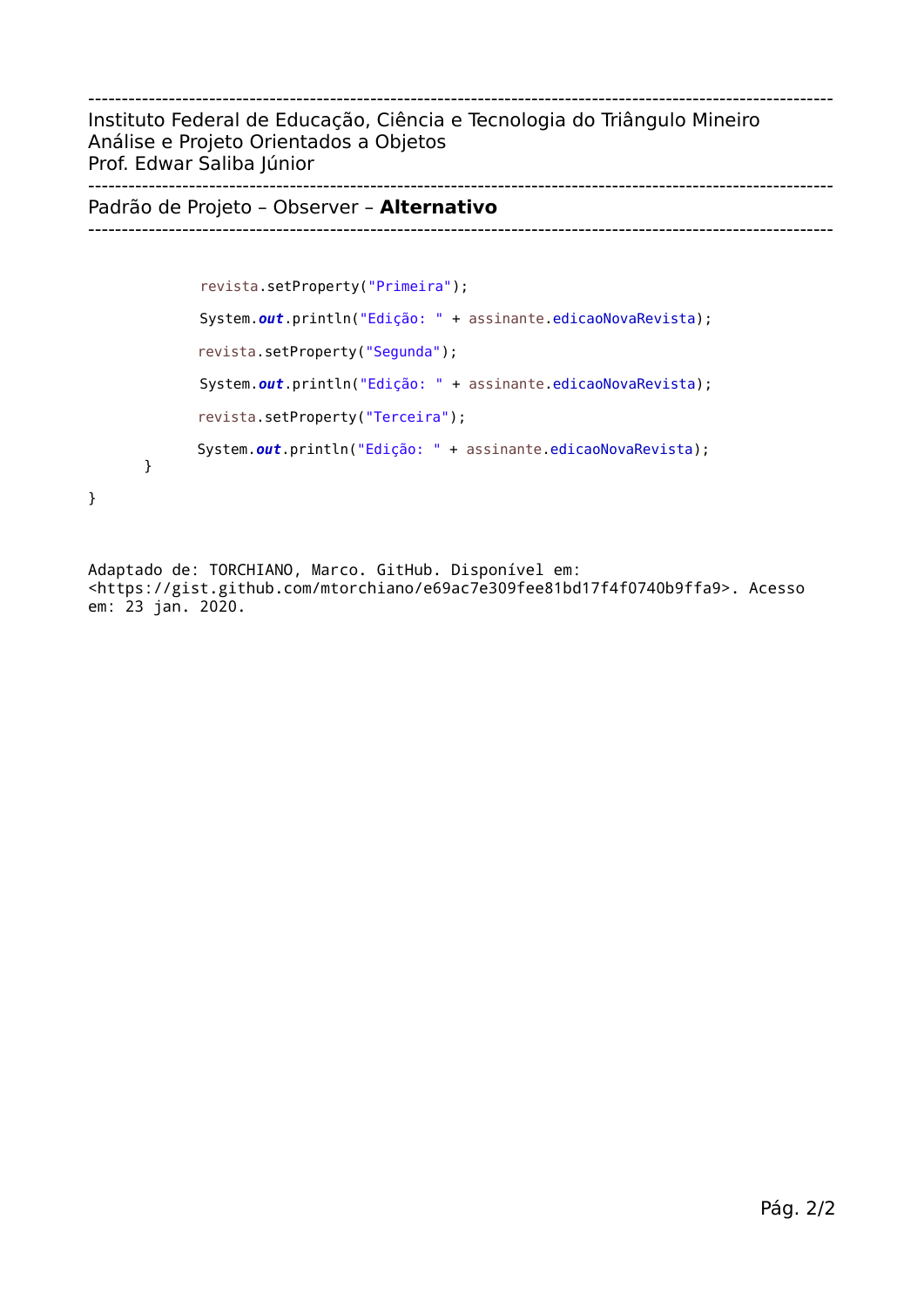```
            revista.setProperty("Primeira");

            System.out.println("Edição: " + assinante.edicaoNovaRevista);

            revista.setProperty("Segunda");

            System.out.println("Edição: " + assinante.edicaoNovaRevista);

            revista.setProperty("Terceira");

            System.out.println("Edição: " + assinante.edicaoNovaRevista);
      }

}
```

Adaptado de: TORCHIANO, Marco. GitHub. Disponível em: <https://gist.github.com/mtorchiano/e69ac7e309fee81bd17f4f0740b9ffa9>. Acesso em: 23 jan. 2020.